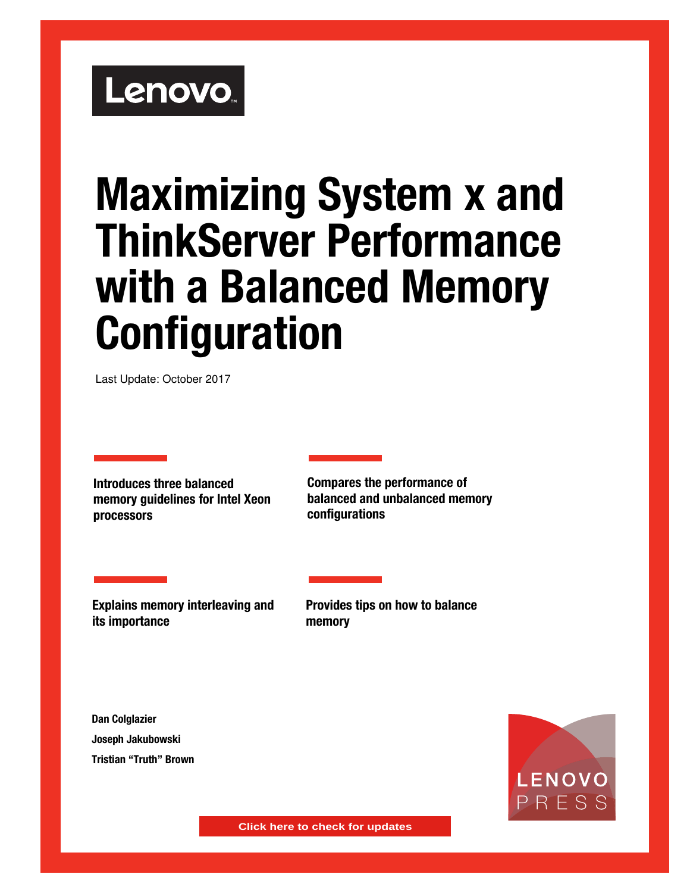Lenovo

# Maximizing System x and ThinkServer Performance with a Balanced Memory Configuration

Last Update: October 2017

**Introduces three balanced memory guidelines for Intel Xeon processors**

**Compares the performance of balanced and unbalanced memory configurations**

**Explains memory interleaving and its importance**

**Provides tips on how to balance memory**

**Dan Colglazier**

**Joseph Jakubowski**

**Tristian "Truth" Brown**

LENOVO PRESS

Click here to check for updates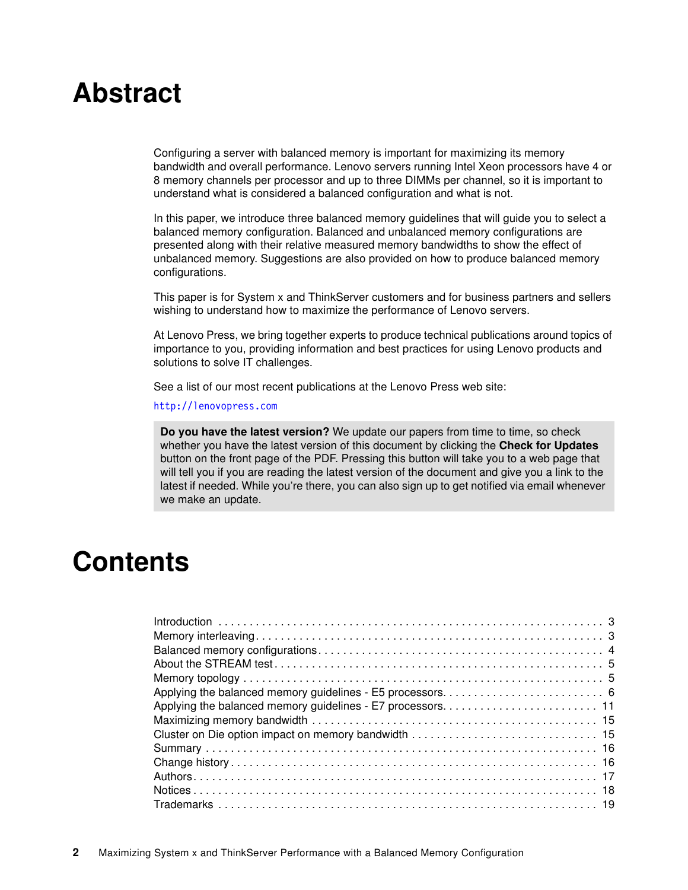# Abstract

Configuring a server with balanced memory is important for maximizing its memory bandwidth and overall performance. Lenovo servers running Intel Xeon processors have 4 or 8 memory channels per processor and up to three DIMMs per channel, so it is important to understand what is considered a balanced configuration and what is not.

In this paper, we introduce three balanced memory guidelines that will guide you to select a balanced memory configuration. Balanced and unbalanced memory configurations are presented along with their relative measured memory bandwidths to show the effect of unbalanced memory. Suggestions are also provided on how to produce balanced memory configurations.

This paper is for System x and ThinkServer customers and for business partners and sellers wishing to understand how to maximize the performance of Lenovo servers.

At Lenovo Press, we bring together experts to produce technical publications around topics of importance to you, providing information and best practices for using Lenovo products and solutions to solve IT challenges.

See a list of our most recent publications at the Lenovo Press web site:

http://lenovopress.com

> **Do you have the latest version?** We update our papers from time to time, so check whether you have the latest version of this document by clicking the **Check for Updates** button on the front page of the PDF. Pressing this button will take you to a web page that will tell you if you are reading the latest version of the document and give you a link to the latest if needed. While you're there, you can also sign up to get notified via email whenever we make an update.

# Contents

| | |
|---|---|
| Introduction | 3 |
| Memory interleaving | 3 |
| Balanced memory configurations | 4 |
| About the STREAM test | 5 |
| Memory topology | 5 |
| Applying the balanced memory guidelines - E5 processors | 6 |
| Applying the balanced memory guidelines - E7 processors | 11 |
| Maximizing memory bandwidth | 15 |
| Cluster on Die option impact on memory bandwidth | 15 |
| Summary | 16 |
| Change history | 16 |
| Authors | 17 |
| Notices | 18 |
| Trademarks | 19 |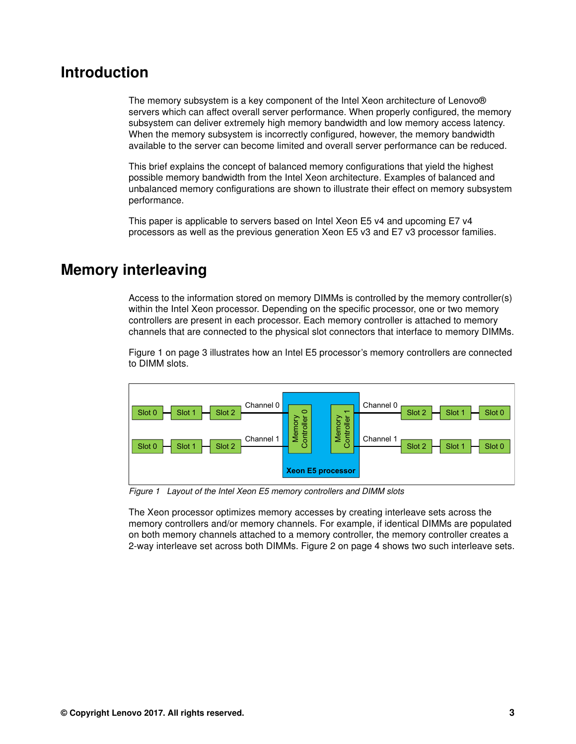## Introduction

The memory subsystem is a key component of the Intel Xeon architecture of Lenovo® servers which can affect overall server performance. When properly configured, the memory subsystem can deliver extremely high memory bandwidth and low memory access latency. When the memory subsystem is incorrectly configured, however, the memory bandwidth available to the server can become limited and overall server performance can be reduced.

This brief explains the concept of balanced memory configurations that yield the highest possible memory bandwidth from the Intel Xeon architecture. Examples of balanced and unbalanced memory configurations are shown to illustrate their effect on memory subsystem performance.

This paper is applicable to servers based on Intel Xeon E5 v4 and upcoming E7 v4 processors as well as the previous generation Xeon E5 v3 and E7 v3 processor families.

## Memory interleaving

Access to the information stored on memory DIMMs is controlled by the memory controller(s) within the Intel Xeon processor. Depending on the specific processor, one or two memory controllers are present in each processor. Each memory controller is attached to memory channels that are connected to the physical slot connectors that interface to memory DIMMs.

Figure 1 on page 3 illustrates how an Intel E5 processor's memory controllers are connected to DIMM slots.

*Figure 1 Layout of the Intel Xeon E5 memory controllers and DIMM slots*

The Xeon processor optimizes memory accesses by creating interleave sets across the memory controllers and/or memory channels. For example, if identical DIMMs are populated on both memory channels attached to a memory controller, the memory controller creates a 2-way interleave set across both DIMMs. Figure 2 on page 4 shows two such interleave sets.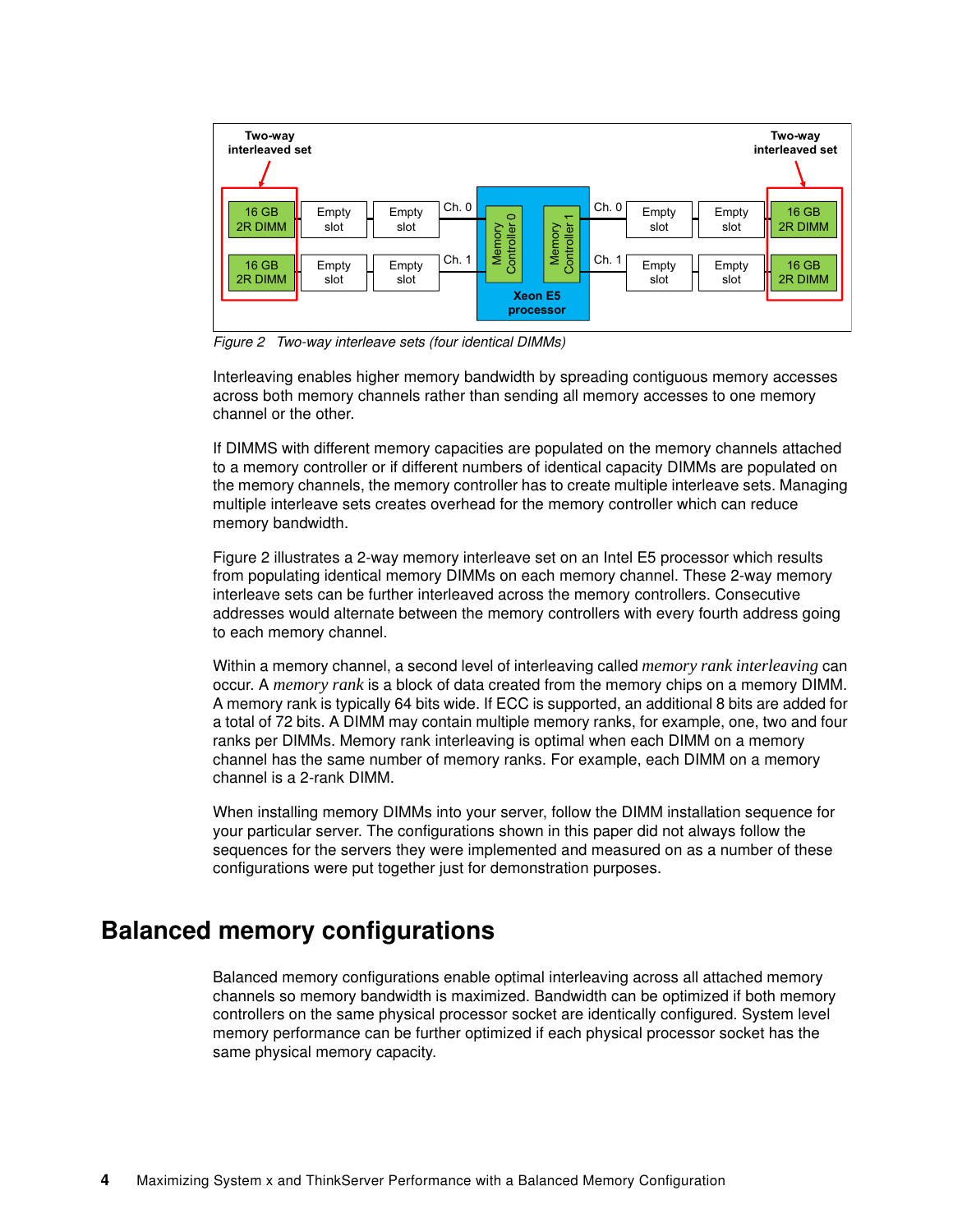Figure 2 Two-way interleave sets (four identical DIMMs)

Interleaving enables higher memory bandwidth by spreading contiguous memory accesses across both memory channels rather than sending all memory accesses to one memory channel or the other.

If DIMMS with different memory capacities are populated on the memory channels attached to a memory controller or if different numbers of identical capacity DIMMs are populated on the memory channels, the memory controller has to create multiple interleave sets. Managing multiple interleave sets creates overhead for the memory controller which can reduce memory bandwidth.

Figure 2 illustrates a 2-way memory interleave set on an Intel E5 processor which results from populating identical memory DIMMs on each memory channel. These 2-way memory interleave sets can be further interleaved across the memory controllers. Consecutive addresses would alternate between the memory controllers with every fourth address going to each memory channel.

Within a memory channel, a second level of interleaving called *memory rank interleaving* can occur. A *memory rank* is a block of data created from the memory chips on a memory DIMM. A memory rank is typically 64 bits wide. If ECC is supported, an additional 8 bits are added for a total of 72 bits. A DIMM may contain multiple memory ranks, for example, one, two and four ranks per DIMMs. Memory rank interleaving is optimal when each DIMM on a memory channel has the same number of memory ranks. For example, each DIMM on a memory channel is a 2-rank DIMM.

When installing memory DIMMs into your server, follow the DIMM installation sequence for your particular server. The configurations shown in this paper did not always follow the sequences for the servers they were implemented and measured on as a number of these configurations were put together just for demonstration purposes.

# Balanced memory configurations

Balanced memory configurations enable optimal interleaving across all attached memory channels so memory bandwidth is maximized. Bandwidth can be optimized if both memory controllers on the same physical processor socket are identically configured. System level memory performance can be further optimized if each physical processor socket has the same physical memory capacity.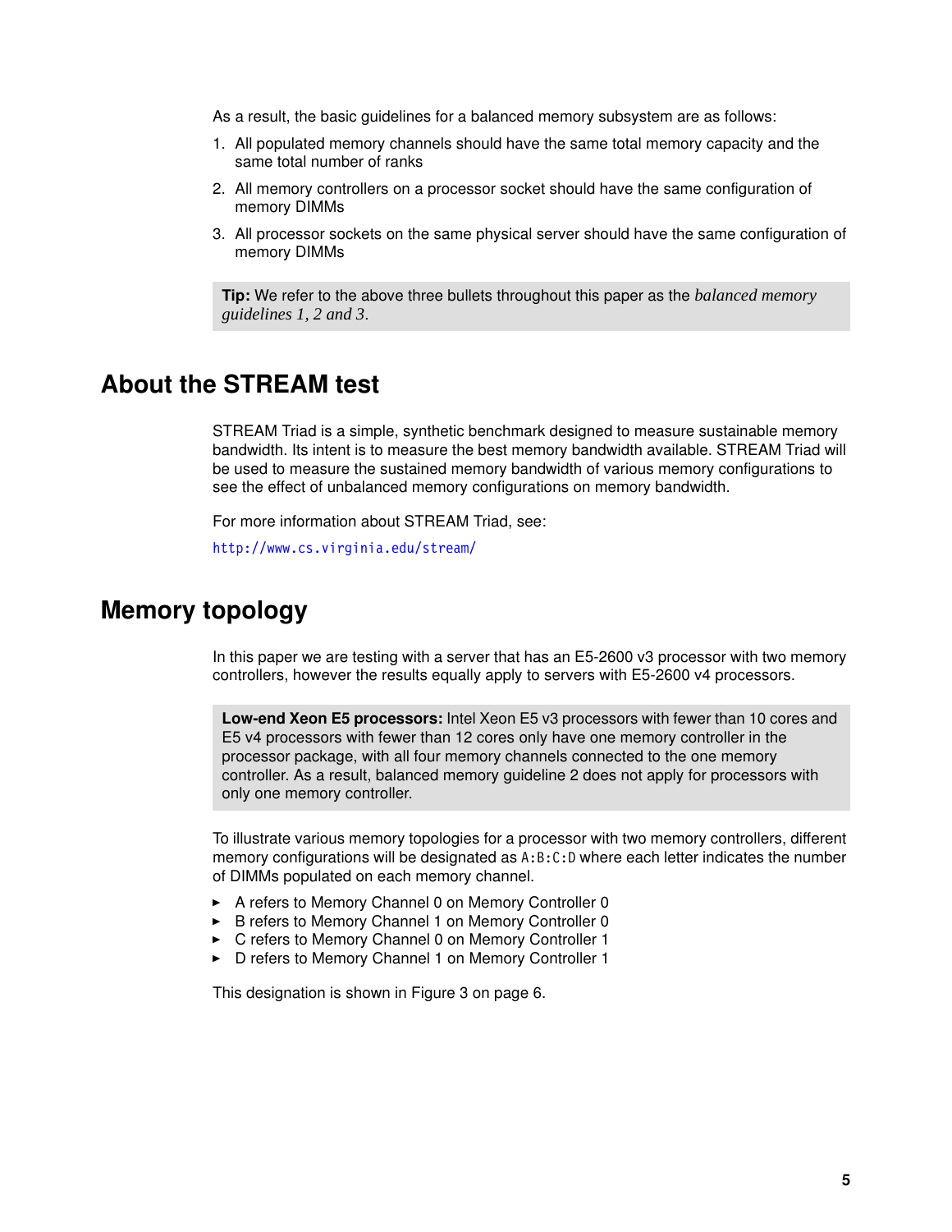As a result, the basic guidelines for a balanced memory subsystem are as follows:

1. All populated memory channels should have the same total memory capacity and the same total number of ranks
2. All memory controllers on a processor socket should have the same configuration of memory DIMMs
3. All processor sockets on the same physical server should have the same configuration of memory DIMMs

> **Tip:** We refer to the above three bullets throughout this paper as the *balanced memory guidelines 1, 2 and 3*.

# About the STREAM test

STREAM Triad is a simple, synthetic benchmark designed to measure sustainable memory bandwidth. Its intent is to measure the best memory bandwidth available. STREAM Triad will be used to measure the sustained memory bandwidth of various memory configurations to see the effect of unbalanced memory configurations on memory bandwidth.

For more information about STREAM Triad, see:

http://www.cs.virginia.edu/stream/

# Memory topology

In this paper we are testing with a server that has an E5-2600 v3 processor with two memory controllers, however the results equally apply to servers with E5-2600 v4 processors.

> **Low-end Xeon E5 processors:** Intel Xeon E5 v3 processors with fewer than 10 cores and E5 v4 processors with fewer than 12 cores only have one memory controller in the processor package, with all four memory channels connected to the one memory controller. As a result, balanced memory guideline 2 does not apply for processors with only one memory controller.

To illustrate various memory topologies for a processor with two memory controllers, different memory configurations will be designated as `A:B:C:D` where each letter indicates the number of DIMMs populated on each memory channel.

- A refers to Memory Channel 0 on Memory Controller 0
- B refers to Memory Channel 1 on Memory Controller 0
- C refers to Memory Channel 0 on Memory Controller 1
- D refers to Memory Channel 1 on Memory Controller 1

This designation is shown in Figure 3 on page 6.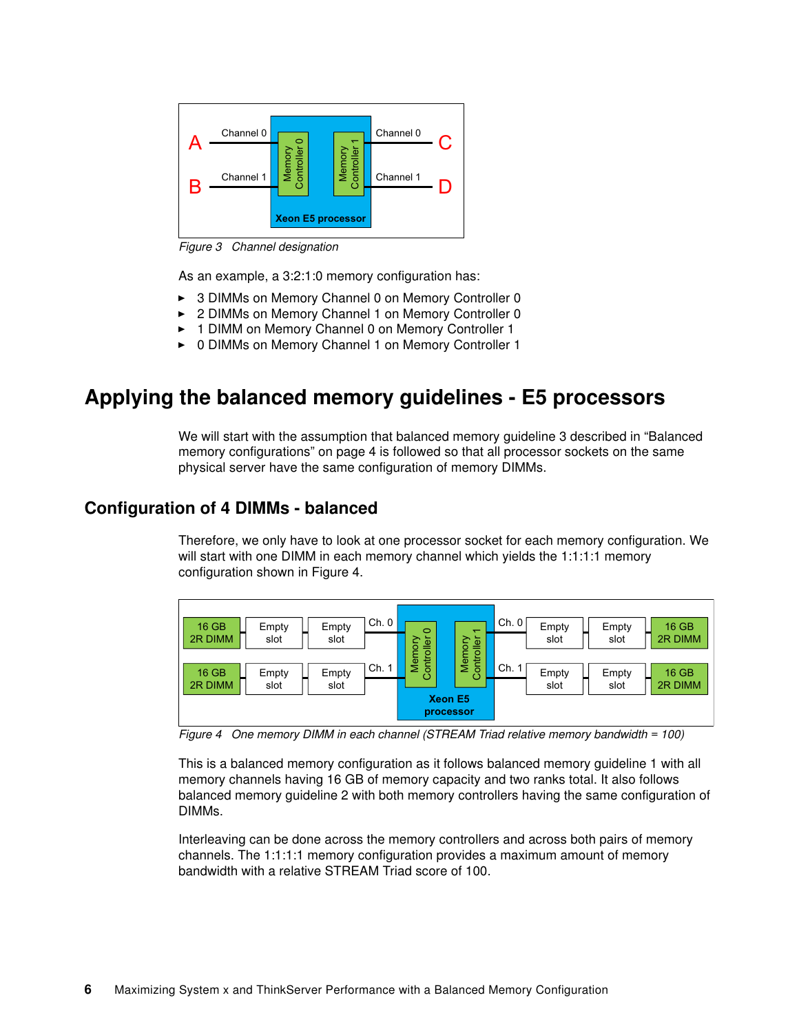Figure 3 Channel designation

As an example, a 3:2:1:0 memory configuration has:

- 3 DIMMs on Memory Channel 0 on Memory Controller 0
- 2 DIMMs on Memory Channel 1 on Memory Controller 0
- 1 DIMM on Memory Channel 0 on Memory Controller 1
- 0 DIMMs on Memory Channel 1 on Memory Controller 1

# Applying the balanced memory guidelines - E5 processors

We will start with the assumption that balanced memory guideline 3 described in "Balanced memory configurations" on page 4 is followed so that all processor sockets on the same physical server have the same configuration of memory DIMMs.

## Configuration of 4 DIMMs - balanced

Therefore, we only have to look at one processor socket for each memory configuration. We will start with one DIMM in each memory channel which yields the 1:1:1:1 memory configuration shown in Figure 4.

Figure 4 One memory DIMM in each channel (STREAM Triad relative memory bandwidth = 100)

This is a balanced memory configuration as it follows balanced memory guideline 1 with all memory channels having 16 GB of memory capacity and two ranks total. It also follows balanced memory guideline 2 with both memory controllers having the same configuration of DIMMs.

Interleaving can be done across the memory controllers and across both pairs of memory channels. The 1:1:1:1 memory configuration provides a maximum amount of memory bandwidth with a relative STREAM Triad score of 100.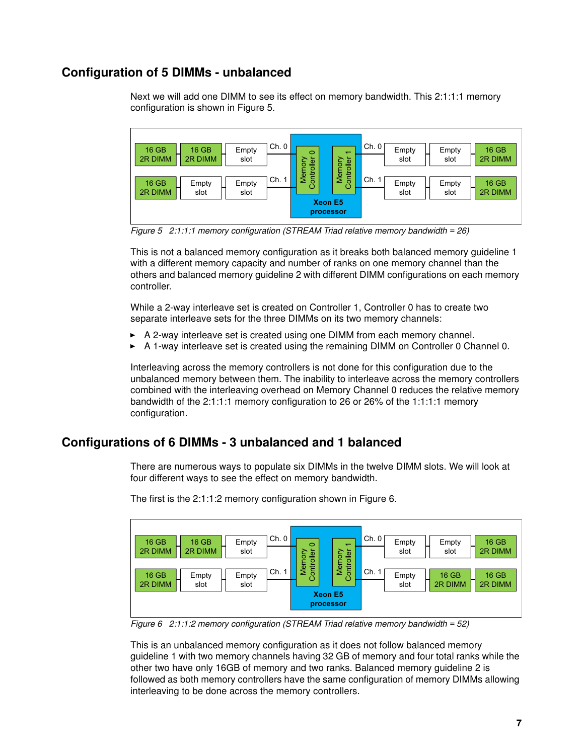## Configuration of 5 DIMMs - unbalanced

Next we will add one DIMM to see its effect on memory bandwidth. This 2:1:1:1 memory configuration is shown in Figure 5.

*Figure 5 2:1:1:1 memory configuration (STREAM Triad relative memory bandwidth = 26)*

This is not a balanced memory configuration as it breaks both balanced memory guideline 1 with a different memory capacity and number of ranks on one memory channel than the others and balanced memory guideline 2 with different DIMM configurations on each memory controller.

While a 2-way interleave set is created on Controller 1, Controller 0 has to create two separate interleave sets for the three DIMMs on its two memory channels:

- A 2-way interleave set is created using one DIMM from each memory channel.
- A 1-way interleave set is created using the remaining DIMM on Controller 0 Channel 0.

Interleaving across the memory controllers is not done for this configuration due to the unbalanced memory between them. The inability to interleave across the memory controllers combined with the interleaving overhead on Memory Channel 0 reduces the relative memory bandwidth of the 2:1:1:1 memory configuration to 26 or 26% of the 1:1:1:1 memory configuration.

## Configurations of 6 DIMMs - 3 unbalanced and 1 balanced

There are numerous ways to populate six DIMMs in the twelve DIMM slots. We will look at four different ways to see the effect on memory bandwidth.

The first is the 2:1:1:2 memory configuration shown in Figure 6.

*Figure 6 2:1:1:2 memory configuration (STREAM Triad relative memory bandwidth = 52)*

This is an unbalanced memory configuration as it does not follow balanced memory guideline 1 with two memory channels having 32 GB of memory and four total ranks while the other two have only 16GB of memory and two ranks. Balanced memory guideline 2 is followed as both memory controllers have the same configuration of memory DIMMs allowing interleaving to be done across the memory controllers.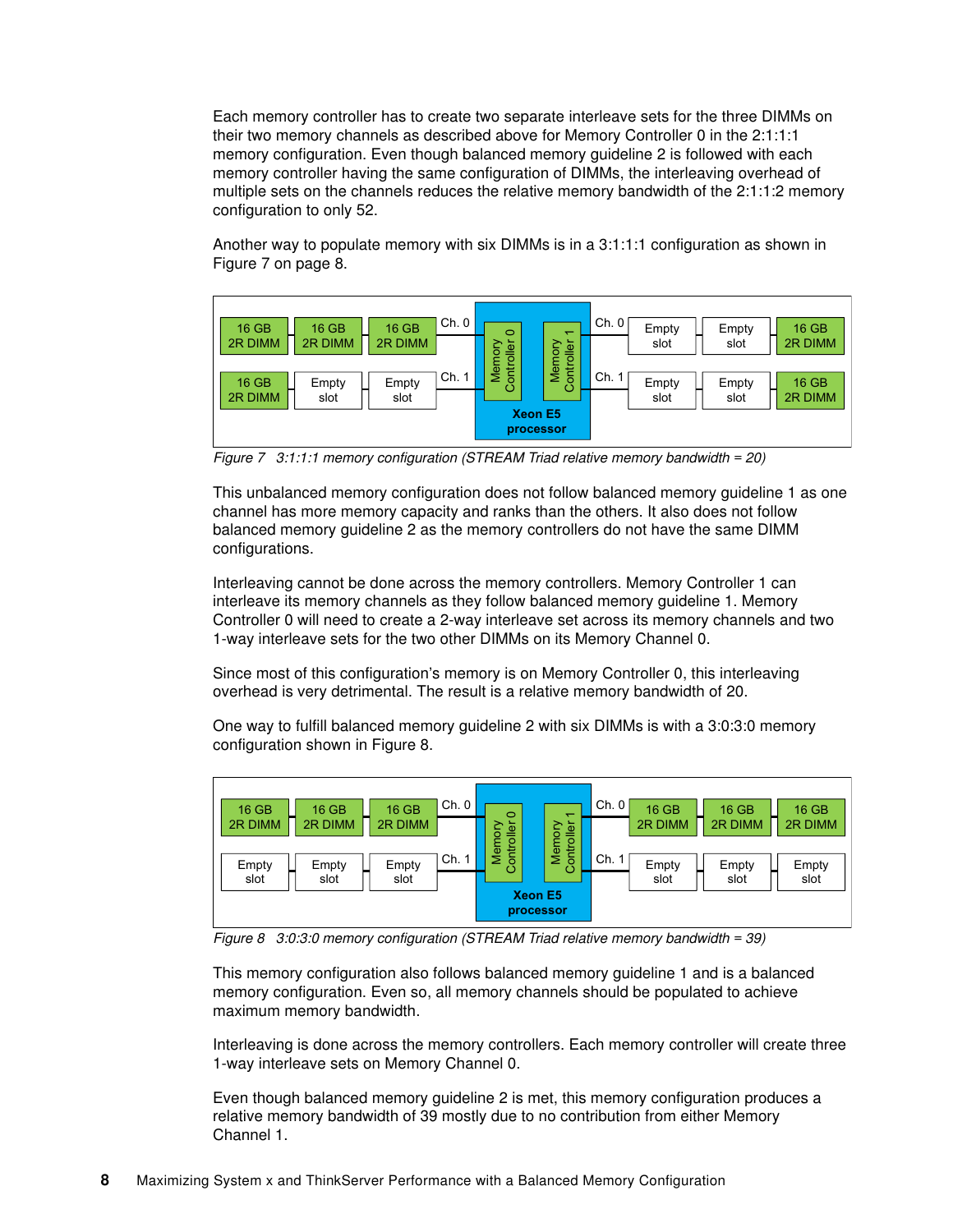Each memory controller has to create two separate interleave sets for the three DIMMs on their two memory channels as described above for Memory Controller 0 in the 2:1:1:1 memory configuration. Even though balanced memory guideline 2 is followed with each memory controller having the same configuration of DIMMs, the interleaving overhead of multiple sets on the channels reduces the relative memory bandwidth of the 2:1:1:2 memory configuration to only 52.

Another way to populate memory with six DIMMs is in a 3:1:1:1 configuration as shown in Figure 7 on page 8.

*Figure 7 3:1:1:1 memory configuration (STREAM Triad relative memory bandwidth = 20)*

This unbalanced memory configuration does not follow balanced memory guideline 1 as one channel has more memory capacity and ranks than the others. It also does not follow balanced memory guideline 2 as the memory controllers do not have the same DIMM configurations.

Interleaving cannot be done across the memory controllers. Memory Controller 1 can interleave its memory channels as they follow balanced memory guideline 1. Memory Controller 0 will need to create a 2-way interleave set across its memory channels and two 1-way interleave sets for the two other DIMMs on its Memory Channel 0.

Since most of this configuration's memory is on Memory Controller 0, this interleaving overhead is very detrimental. The result is a relative memory bandwidth of 20.

One way to fulfill balanced memory guideline 2 with six DIMMs is with a 3:0:3:0 memory configuration shown in Figure 8.

*Figure 8 3:0:3:0 memory configuration (STREAM Triad relative memory bandwidth = 39)*

This memory configuration also follows balanced memory guideline 1 and is a balanced memory configuration. Even so, all memory channels should be populated to achieve maximum memory bandwidth.

Interleaving is done across the memory controllers. Each memory controller will create three 1-way interleave sets on Memory Channel 0.

Even though balanced memory guideline 2 is met, this memory configuration produces a relative memory bandwidth of 39 mostly due to no contribution from either Memory Channel 1.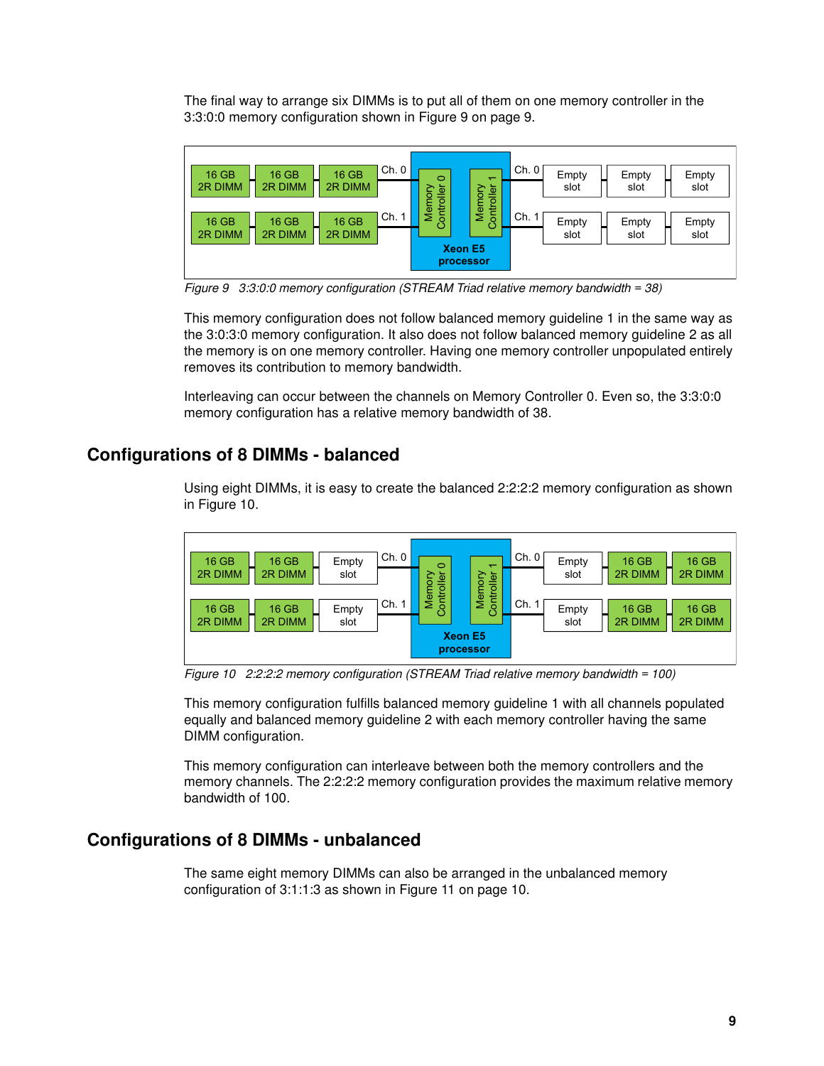The final way to arrange six DIMMs is to put all of them on one memory controller in the 3:3:0:0 memory configuration shown in Figure 9 on page 9.

*Figure 9 3:3:0:0 memory configuration (STREAM Triad relative memory bandwidth = 38)*

This memory configuration does not follow balanced memory guideline 1 in the same way as the 3:0:3:0 memory configuration. It also does not follow balanced memory guideline 2 as all the memory is on one memory controller. Having one memory controller unpopulated entirely removes its contribution to memory bandwidth.

Interleaving can occur between the channels on Memory Controller 0. Even so, the 3:3:0:0 memory configuration has a relative memory bandwidth of 38.

## Configurations of 8 DIMMs - balanced

Using eight DIMMs, it is easy to create the balanced 2:2:2:2 memory configuration as shown in Figure 10.

*Figure 10 2:2:2:2 memory configuration (STREAM Triad relative memory bandwidth = 100)*

This memory configuration fulfills balanced memory guideline 1 with all channels populated equally and balanced memory guideline 2 with each memory controller having the same DIMM configuration.

This memory configuration can interleave between both the memory controllers and the memory channels. The 2:2:2:2 memory configuration provides the maximum relative memory bandwidth of 100.

## Configurations of 8 DIMMs - unbalanced

The same eight memory DIMMs can also be arranged in the unbalanced memory configuration of 3:1:1:3 as shown in Figure 11 on page 10.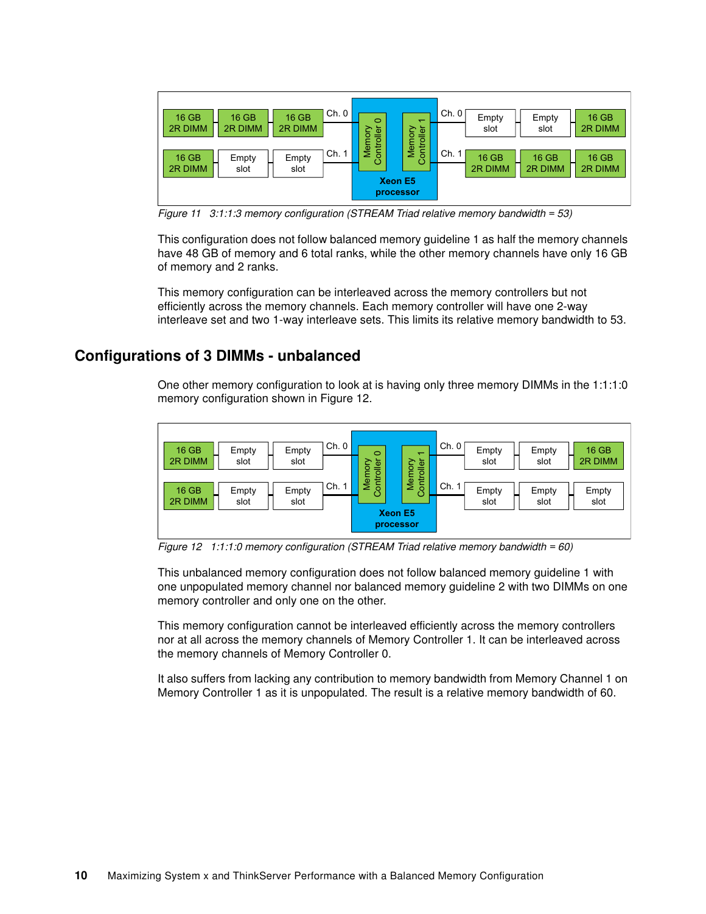Figure 11   3:1:1:3 memory configuration (STREAM Triad relative memory bandwidth = 53)

This configuration does not follow balanced memory guideline 1 as half the memory channels have 48 GB of memory and 6 total ranks, while the other memory channels have only 16 GB of memory and 2 ranks.

This memory configuration can be interleaved across the memory controllers but not efficiently across the memory channels. Each memory controller will have one 2-way interleave set and two 1-way interleave sets. This limits its relative memory bandwidth to 53.

## Configurations of 3 DIMMs - unbalanced

One other memory configuration to look at is having only three memory DIMMs in the 1:1:1:0 memory configuration shown in Figure 12.

Figure 12   1:1:1:0 memory configuration (STREAM Triad relative memory bandwidth = 60)

This unbalanced memory configuration does not follow balanced memory guideline 1 with one unpopulated memory channel nor balanced memory guideline 2 with two DIMMs on one memory controller and only one on the other.

This memory configuration cannot be interleaved efficiently across the memory controllers nor at all across the memory channels of Memory Controller 1. It can be interleaved across the memory channels of Memory Controller 0.

It also suffers from lacking any contribution to memory bandwidth from Memory Channel 1 on Memory Controller 1 as it is unpopulated. The result is a relative memory bandwidth of 60.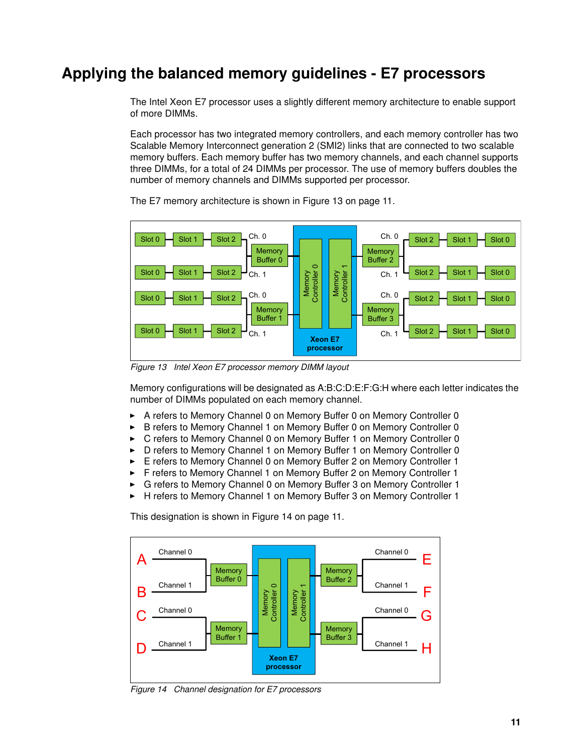# Applying the balanced memory guidelines - E7 processors

The Intel Xeon E7 processor uses a slightly different memory architecture to enable support of more DIMMs.

Each processor has two integrated memory controllers, and each memory controller has two Scalable Memory Interconnect generation 2 (SMI2) links that are connected to two scalable memory buffers. Each memory buffer has two memory channels, and each channel supports three DIMMs, for a total of 24 DIMMs per processor. The use of memory buffers doubles the number of memory channels and DIMMs supported per processor.

The E7 memory architecture is shown in Figure 13 on page 11.

*Figure 13 Intel Xeon E7 processor memory DIMM layout*

Memory configurations will be designated as A:B:C:D:E:F:G:H where each letter indicates the number of DIMMs populated on each memory channel.

- A refers to Memory Channel 0 on Memory Buffer 0 on Memory Controller 0
- B refers to Memory Channel 1 on Memory Buffer 0 on Memory Controller 0
- C refers to Memory Channel 0 on Memory Buffer 1 on Memory Controller 0
- D refers to Memory Channel 1 on Memory Buffer 1 on Memory Controller 0
- E refers to Memory Channel 0 on Memory Buffer 2 on Memory Controller 1
- F refers to Memory Channel 1 on Memory Buffer 2 on Memory Controller 1
- G refers to Memory Channel 0 on Memory Buffer 3 on Memory Controller 1
- H refers to Memory Channel 1 on Memory Buffer 3 on Memory Controller 1

This designation is shown in Figure 14 on page 11.

*Figure 14 Channel designation for E7 processors*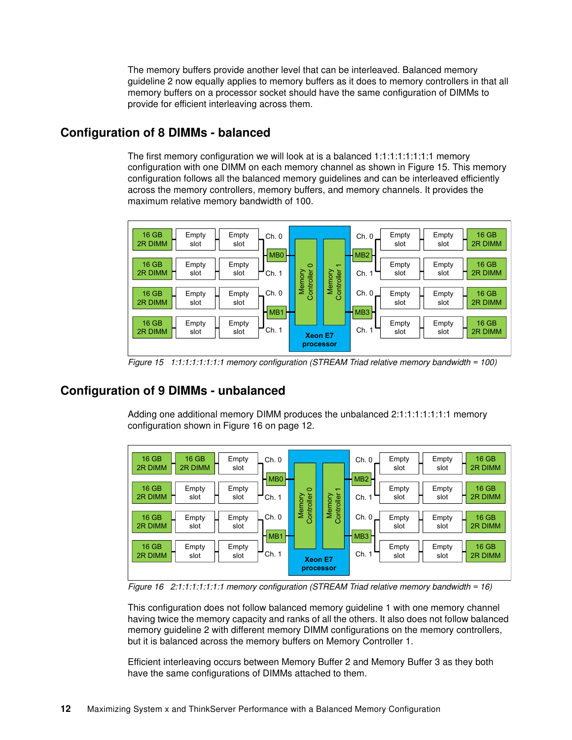The memory buffers provide another level that can be interleaved. Balanced memory guideline 2 now equally applies to memory buffers as it does to memory controllers in that all memory buffers on a processor socket should have the same configuration of DIMMs to provide for efficient interleaving across them.

## Configuration of 8 DIMMs - balanced

The first memory configuration we will look at is a balanced 1:1:1:1:1:1:1:1 memory configuration with one DIMM on each memory channel as shown in Figure 15. This memory configuration follows all the balanced memory guidelines and can be interleaved efficiently across the memory controllers, memory buffers, and memory channels. It provides the maximum relative memory bandwidth of 100.

*Figure 15 1:1:1:1:1:1:1:1 memory configuration (STREAM Triad relative memory bandwidth = 100)*

## Configuration of 9 DIMMs - unbalanced

Adding one additional memory DIMM produces the unbalanced 2:1:1:1:1:1:1:1 memory configuration shown in Figure 16 on page 12.

*Figure 16 2:1:1:1:1:1:1:1 memory configuration (STREAM Triad relative memory bandwidth = 16)*

This configuration does not follow balanced memory guideline 1 with one memory channel having twice the memory capacity and ranks of all the others. It also does not follow balanced memory guideline 2 with different memory DIMM configurations on the memory controllers, but it is balanced across the memory buffers on Memory Controller 1.

Efficient interleaving occurs between Memory Buffer 2 and Memory Buffer 3 as they both have the same configurations of DIMMs attached to them.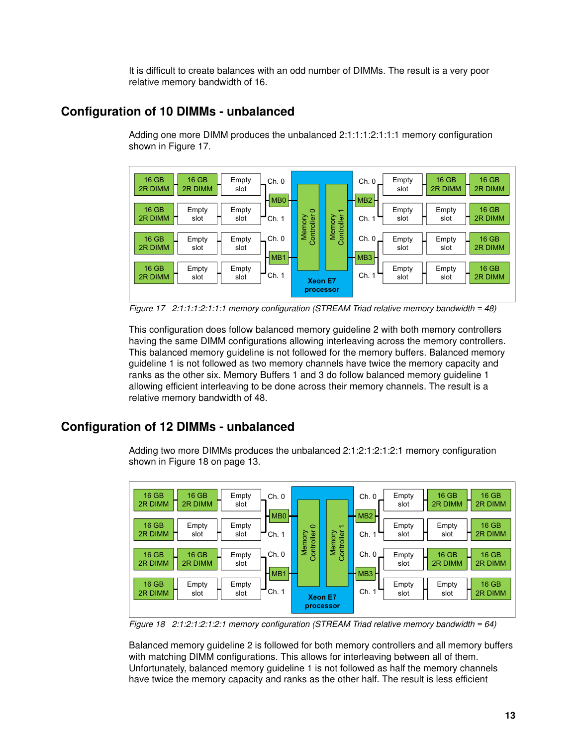It is difficult to create balances with an odd number of DIMMs. The result is a very poor relative memory bandwidth of 16.

## Configuration of 10 DIMMs - unbalanced

Adding one more DIMM produces the unbalanced 2:1:1:1:2:1:1:1 memory configuration shown in Figure 17.

*Figure 17 2:1:1:1:2:1:1:1 memory configuration (STREAM Triad relative memory bandwidth = 48)*

This configuration does follow balanced memory guideline 2 with both memory controllers having the same DIMM configurations allowing interleaving across the memory controllers. This balanced memory guideline is not followed for the memory buffers. Balanced memory guideline 1 is not followed as two memory channels have twice the memory capacity and ranks as the other six. Memory Buffers 1 and 3 do follow balanced memory guideline 1 allowing efficient interleaving to be done across their memory channels. The result is a relative memory bandwidth of 48.

## Configuration of 12 DIMMs - unbalanced

Adding two more DIMMs produces the unbalanced 2:1:2:1:2:1:2:1 memory configuration shown in Figure 18 on page 13.

*Figure 18 2:1:2:1:2:1:2:1 memory configuration (STREAM Triad relative memory bandwidth = 64)*

Balanced memory guideline 2 is followed for both memory controllers and all memory buffers with matching DIMM configurations. This allows for interleaving between all of them. Unfortunately, balanced memory guideline 1 is not followed as half the memory channels have twice the memory capacity and ranks as the other half. The result is less efficient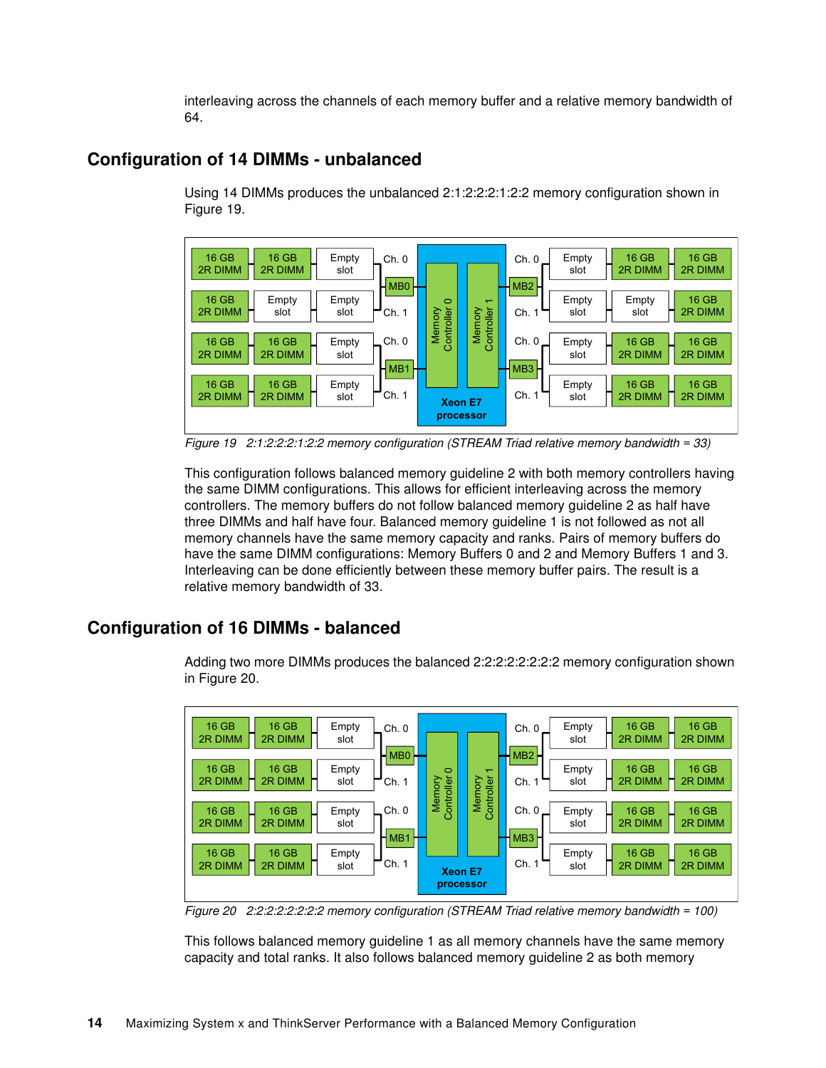interleaving across the channels of each memory buffer and a relative memory bandwidth of 64.

## Configuration of 14 DIMMs - unbalanced

Using 14 DIMMs produces the unbalanced 2:1:2:2:2:1:2:2 memory configuration shown in Figure 19.

*Figure 19 2:1:2:2:2:1:2:2 memory configuration (STREAM Triad relative memory bandwidth = 33)*

This configuration follows balanced memory guideline 2 with both memory controllers having the same DIMM configurations. This allows for efficient interleaving across the memory controllers. The memory buffers do not follow balanced memory guideline 2 as half have three DIMMs and half have four. Balanced memory guideline 1 is not followed as not all memory channels have the same memory capacity and ranks. Pairs of memory buffers do have the same DIMM configurations: Memory Buffers 0 and 2 and Memory Buffers 1 and 3. Interleaving can be done efficiently between these memory buffer pairs. The result is a relative memory bandwidth of 33.

## Configuration of 16 DIMMs - balanced

Adding two more DIMMs produces the balanced 2:2:2:2:2:2:2:2 memory configuration shown in Figure 20.

*Figure 20 2:2:2:2:2:2:2:2 memory configuration (STREAM Triad relative memory bandwidth = 100)*

This follows balanced memory guideline 1 as all memory channels have the same memory capacity and total ranks. It also follows balanced memory guideline 2 as both memory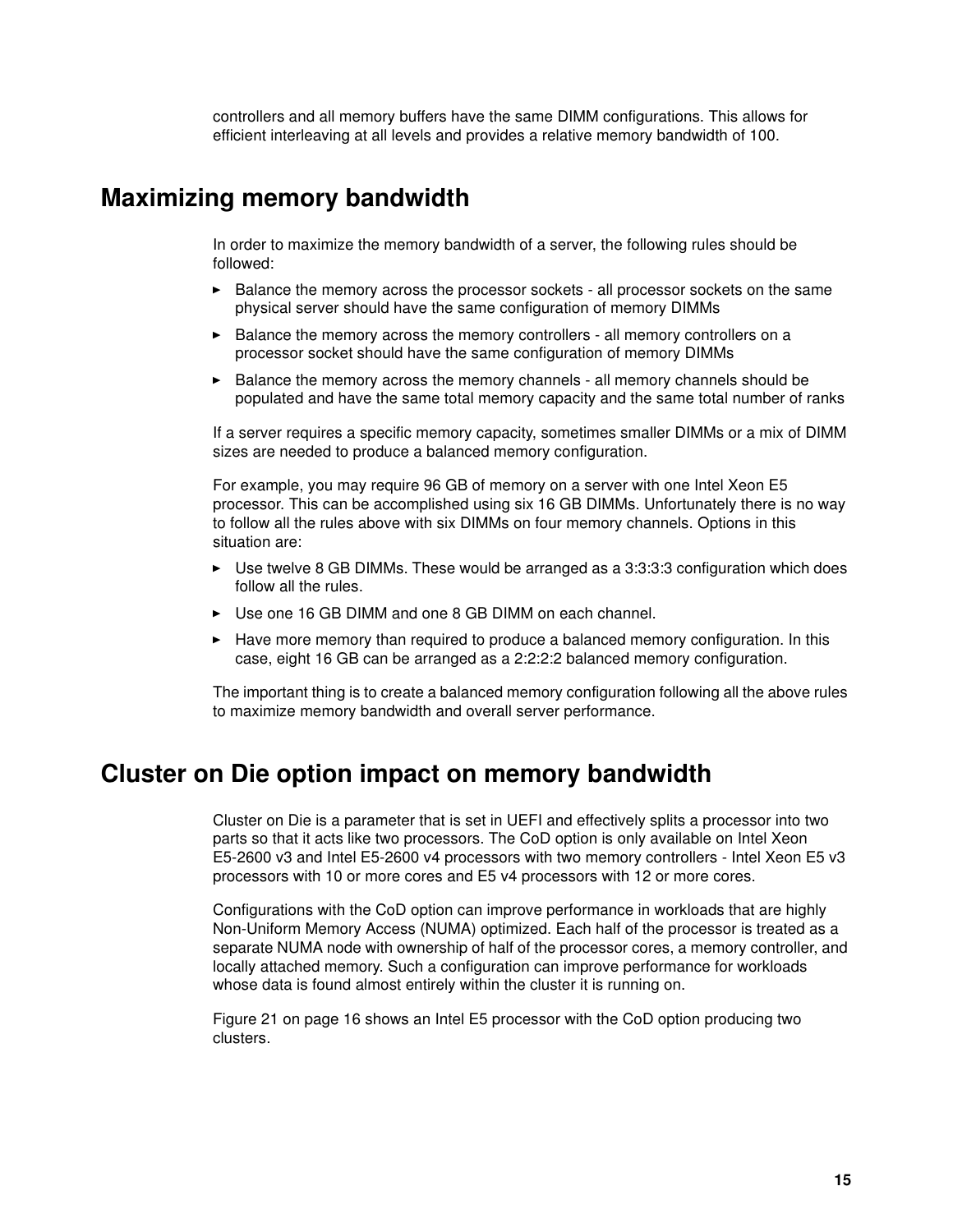controllers and all memory buffers have the same DIMM configurations. This allows for efficient interleaving at all levels and provides a relative memory bandwidth of 100.

## Maximizing memory bandwidth

In order to maximize the memory bandwidth of a server, the following rules should be followed:

- Balance the memory across the processor sockets - all processor sockets on the same physical server should have the same configuration of memory DIMMs
- Balance the memory across the memory controllers - all memory controllers on a processor socket should have the same configuration of memory DIMMs
- Balance the memory across the memory channels - all memory channels should be populated and have the same total memory capacity and the same total number of ranks

If a server requires a specific memory capacity, sometimes smaller DIMMs or a mix of DIMM sizes are needed to produce a balanced memory configuration.

For example, you may require 96 GB of memory on a server with one Intel Xeon E5 processor. This can be accomplished using six 16 GB DIMMs. Unfortunately there is no way to follow all the rules above with six DIMMs on four memory channels. Options in this situation are:

- Use twelve 8 GB DIMMs. These would be arranged as a 3:3:3:3 configuration which does follow all the rules.
- Use one 16 GB DIMM and one 8 GB DIMM on each channel.
- Have more memory than required to produce a balanced memory configuration. In this case, eight 16 GB can be arranged as a 2:2:2:2 balanced memory configuration.

The important thing is to create a balanced memory configuration following all the above rules to maximize memory bandwidth and overall server performance.

## Cluster on Die option impact on memory bandwidth

Cluster on Die is a parameter that is set in UEFI and effectively splits a processor into two parts so that it acts like two processors. The CoD option is only available on Intel Xeon E5-2600 v3 and Intel E5-2600 v4 processors with two memory controllers - Intel Xeon E5 v3 processors with 10 or more cores and E5 v4 processors with 12 or more cores.

Configurations with the CoD option can improve performance in workloads that are highly Non-Uniform Memory Access (NUMA) optimized. Each half of the processor is treated as a separate NUMA node with ownership of half of the processor cores, a memory controller, and locally attached memory. Such a configuration can improve performance for workloads whose data is found almost entirely within the cluster it is running on.

Figure 21 on page 16 shows an Intel E5 processor with the CoD option producing two clusters.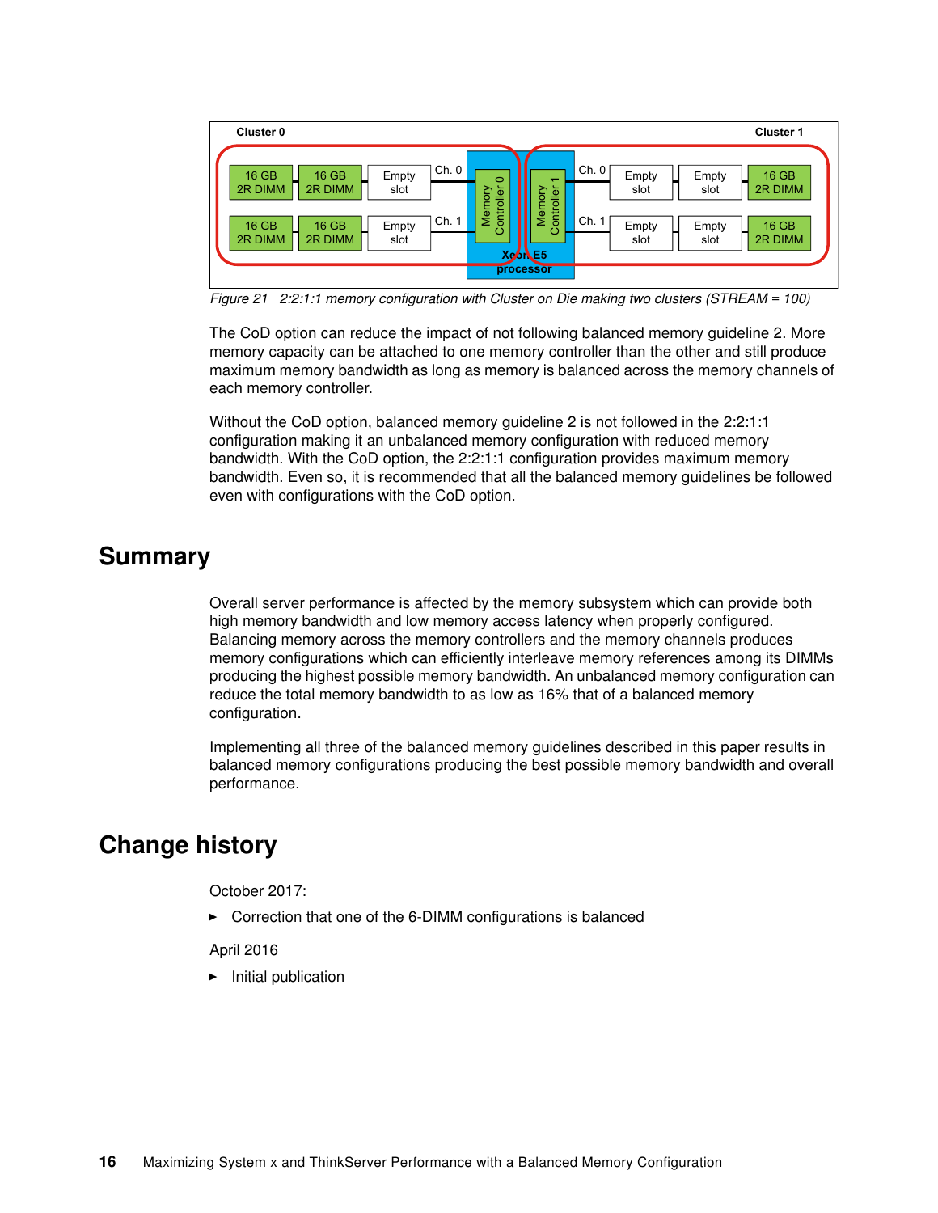Figure 21   2:2:1:1 memory configuration with Cluster on Die making two clusters (STREAM = 100)

The CoD option can reduce the impact of not following balanced memory guideline 2. More memory capacity can be attached to one memory controller than the other and still produce maximum memory bandwidth as long as memory is balanced across the memory channels of each memory controller.

Without the CoD option, balanced memory guideline 2 is not followed in the 2:2:1:1 configuration making it an unbalanced memory configuration with reduced memory bandwidth. With the CoD option, the 2:2:1:1 configuration provides maximum memory bandwidth. Even so, it is recommended that all the balanced memory guidelines be followed even with configurations with the CoD option.

## Summary

Overall server performance is affected by the memory subsystem which can provide both high memory bandwidth and low memory access latency when properly configured. Balancing memory across the memory controllers and the memory channels produces memory configurations which can efficiently interleave memory references among its DIMMs producing the highest possible memory bandwidth. An unbalanced memory configuration can reduce the total memory bandwidth to as low as 16% that of a balanced memory configuration.

Implementing all three of the balanced memory guidelines described in this paper results in balanced memory configurations producing the best possible memory bandwidth and overall performance.

## Change history

October 2017:

- Correction that one of the 6-DIMM configurations is balanced

April 2016

- Initial publication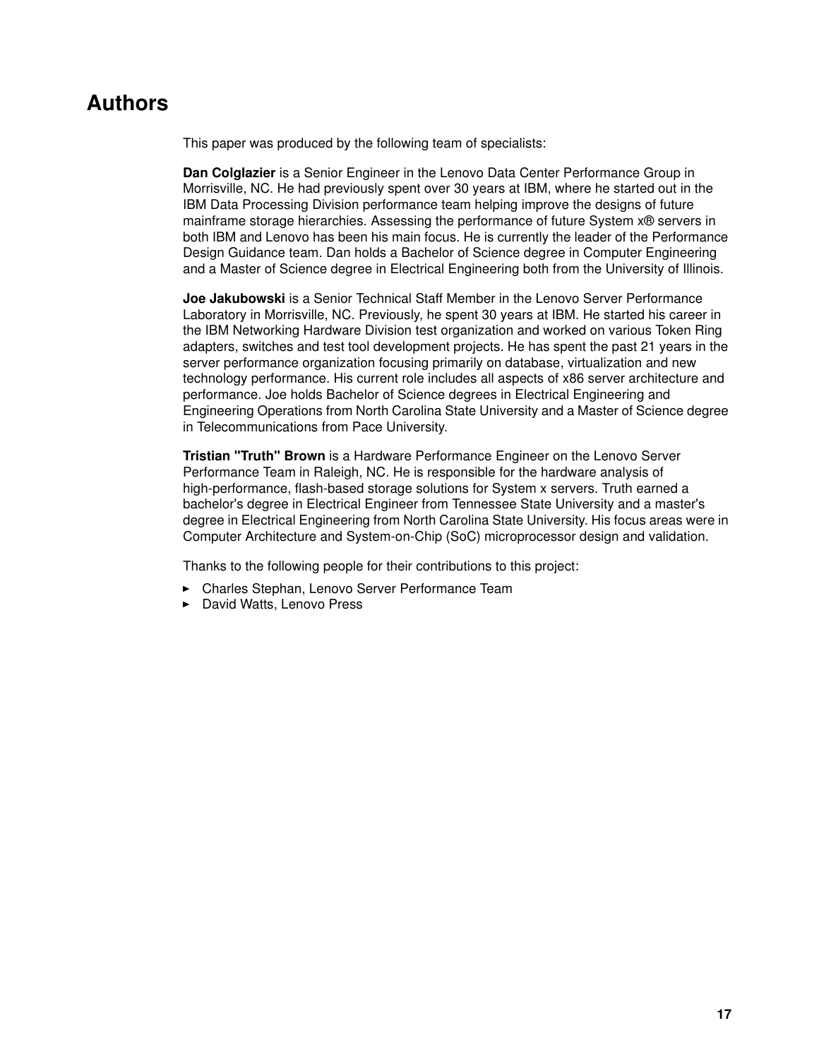# Authors

This paper was produced by the following team of specialists:

**Dan Colglazier** is a Senior Engineer in the Lenovo Data Center Performance Group in Morrisville, NC. He had previously spent over 30 years at IBM, where he started out in the IBM Data Processing Division performance team helping improve the designs of future mainframe storage hierarchies. Assessing the performance of future System x® servers in both IBM and Lenovo has been his main focus. He is currently the leader of the Performance Design Guidance team. Dan holds a Bachelor of Science degree in Computer Engineering and a Master of Science degree in Electrical Engineering both from the University of Illinois.

**Joe Jakubowski** is a Senior Technical Staff Member in the Lenovo Server Performance Laboratory in Morrisville, NC. Previously, he spent 30 years at IBM. He started his career in the IBM Networking Hardware Division test organization and worked on various Token Ring adapters, switches and test tool development projects. He has spent the past 21 years in the server performance organization focusing primarily on database, virtualization and new technology performance. His current role includes all aspects of x86 server architecture and performance. Joe holds Bachelor of Science degrees in Electrical Engineering and Engineering Operations from North Carolina State University and a Master of Science degree in Telecommunications from Pace University.

**Tristian "Truth" Brown** is a Hardware Performance Engineer on the Lenovo Server Performance Team in Raleigh, NC. He is responsible for the hardware analysis of high-performance, flash-based storage solutions for System x servers. Truth earned a bachelor's degree in Electrical Engineer from Tennessee State University and a master's degree in Electrical Engineering from North Carolina State University. His focus areas were in Computer Architecture and System-on-Chip (SoC) microprocessor design and validation.

Thanks to the following people for their contributions to this project:

- Charles Stephan, Lenovo Server Performance Team
- David Watts, Lenovo Press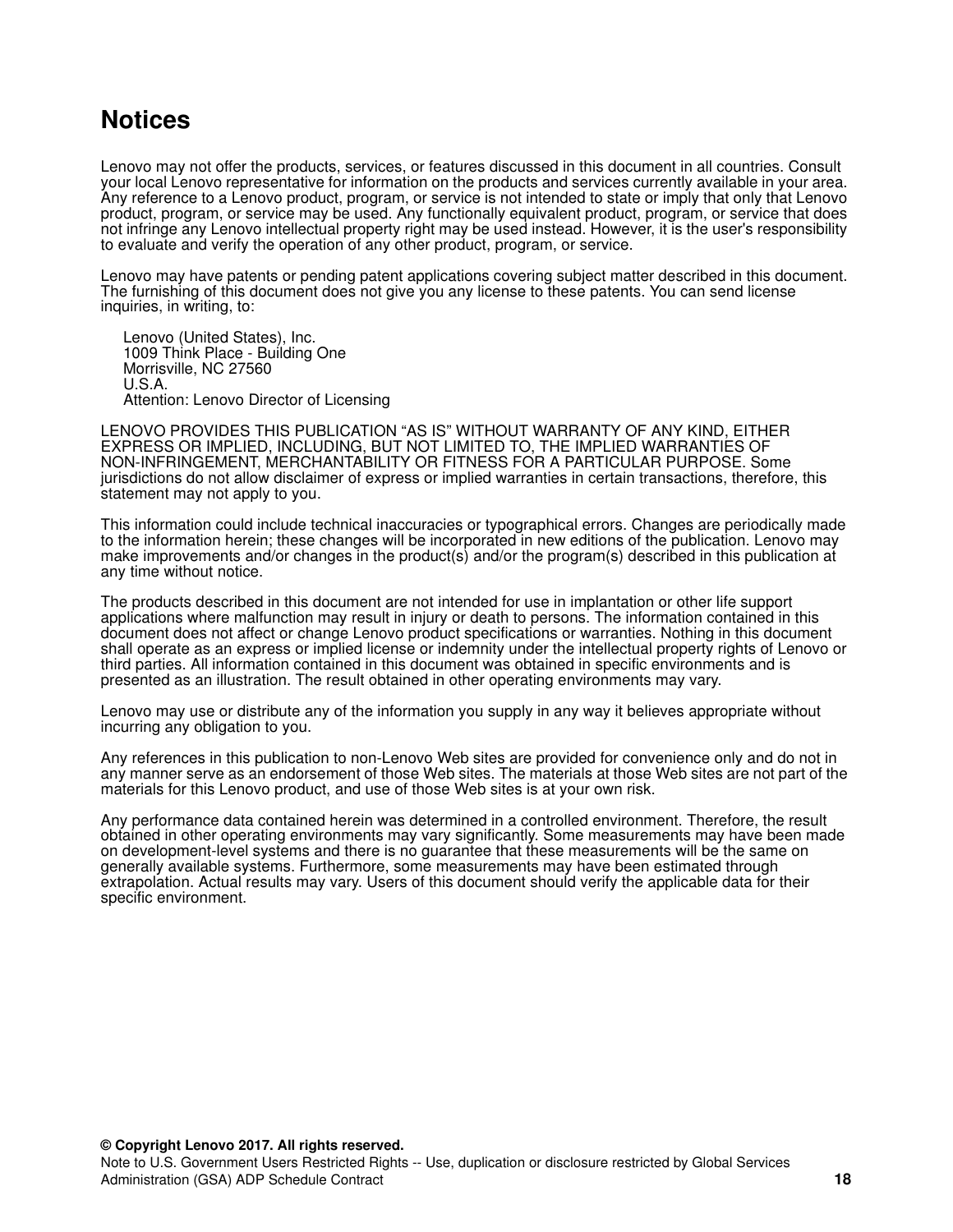# Notices

Lenovo may not offer the products, services, or features discussed in this document in all countries. Consult your local Lenovo representative for information on the products and services currently available in your area. Any reference to a Lenovo product, program, or service is not intended to state or imply that only that Lenovo product, program, or service may be used. Any functionally equivalent product, program, or service that does not infringe any Lenovo intellectual property right may be used instead. However, it is the user's responsibility to evaluate and verify the operation of any other product, program, or service.

Lenovo may have patents or pending patent applications covering subject matter described in this document. The furnishing of this document does not give you any license to these patents. You can send license inquiries, in writing, to:

Lenovo (United States), Inc.
1009 Think Place - Building One
Morrisville, NC 27560
U.S.A.
Attention: Lenovo Director of Licensing

LENOVO PROVIDES THIS PUBLICATION "AS IS" WITHOUT WARRANTY OF ANY KIND, EITHER EXPRESS OR IMPLIED, INCLUDING, BUT NOT LIMITED TO, THE IMPLIED WARRANTIES OF NON-INFRINGEMENT, MERCHANTABILITY OR FITNESS FOR A PARTICULAR PURPOSE. Some jurisdictions do not allow disclaimer of express or implied warranties in certain transactions, therefore, this statement may not apply to you.

This information could include technical inaccuracies or typographical errors. Changes are periodically made to the information herein; these changes will be incorporated in new editions of the publication. Lenovo may make improvements and/or changes in the product(s) and/or the program(s) described in this publication at any time without notice.

The products described in this document are not intended for use in implantation or other life support applications where malfunction may result in injury or death to persons. The information contained in this document does not affect or change Lenovo product specifications or warranties. Nothing in this document shall operate as an express or implied license or indemnity under the intellectual property rights of Lenovo or third parties. All information contained in this document was obtained in specific environments and is presented as an illustration. The result obtained in other operating environments may vary.

Lenovo may use or distribute any of the information you supply in any way it believes appropriate without incurring any obligation to you.

Any references in this publication to non-Lenovo Web sites are provided for convenience only and do not in any manner serve as an endorsement of those Web sites. The materials at those Web sites are not part of the materials for this Lenovo product, and use of those Web sites is at your own risk.

Any performance data contained herein was determined in a controlled environment. Therefore, the result obtained in other operating environments may vary significantly. Some measurements may have been made on development-level systems and there is no guarantee that these measurements will be the same on generally available systems. Furthermore, some measurements may have been estimated through extrapolation. Actual results may vary. Users of this document should verify the applicable data for their specific environment.

**© Copyright Lenovo 2017. All rights reserved.**
Note to U.S. Government Users Restricted Rights -- Use, duplication or disclosure restricted by Global Services Administration (GSA) ADP Schedule Contract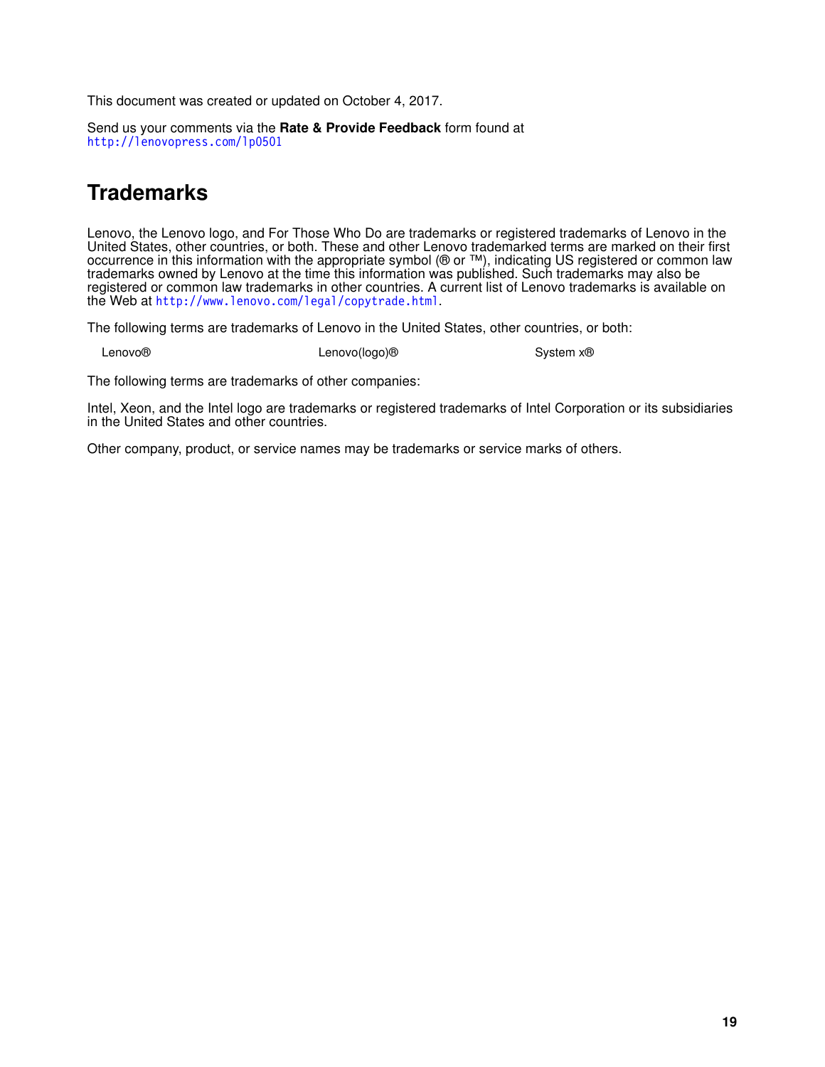This document was created or updated on October 4, 2017.

Send us your comments via the **Rate & Provide Feedback** form found at
http://lenovopress.com/lp0501

## Trademarks

Lenovo, the Lenovo logo, and For Those Who Do are trademarks or registered trademarks of Lenovo in the United States, other countries, or both. These and other Lenovo trademarked terms are marked on their first occurrence in this information with the appropriate symbol (® or ™), indicating US registered or common law trademarks owned by Lenovo at the time this information was published. Such trademarks may also be registered or common law trademarks in other countries. A current list of Lenovo trademarks is available on the Web at http://www.lenovo.com/legal/copytrade.html.

The following terms are trademarks of Lenovo in the United States, other countries, or both:

| | | |
|---|---|---|
| Lenovo® | Lenovo(logo)® | System x® |

The following terms are trademarks of other companies:

Intel, Xeon, and the Intel logo are trademarks or registered trademarks of Intel Corporation or its subsidiaries in the United States and other countries.

Other company, product, or service names may be trademarks or service marks of others.